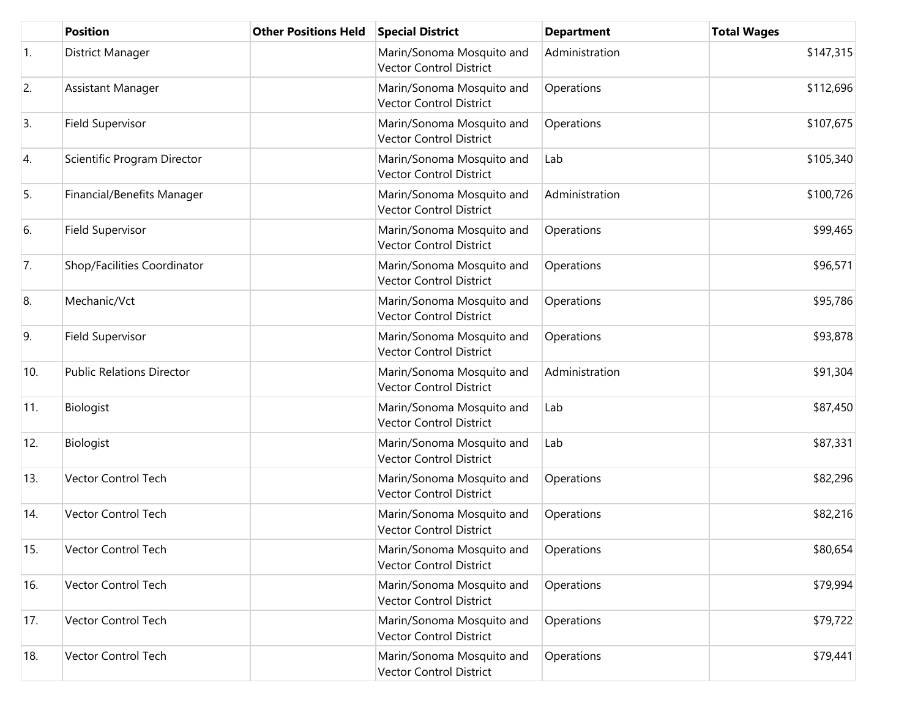| | Position | Other Positions Held | Special District | Department | Total Wages |
|---|---|---|---|---|---|
| 1. | District Manager | | Marin/Sonoma Mosquito and Vector Control District | Administration | $147,315 |
| 2. | Assistant Manager | | Marin/Sonoma Mosquito and Vector Control District | Operations | $112,696 |
| 3. | Field Supervisor | | Marin/Sonoma Mosquito and Vector Control District | Operations | $107,675 |
| 4. | Scientific Program Director | | Marin/Sonoma Mosquito and Vector Control District | Lab | $105,340 |
| 5. | Financial/Benefits Manager | | Marin/Sonoma Mosquito and Vector Control District | Administration | $100,726 |
| 6. | Field Supervisor | | Marin/Sonoma Mosquito and Vector Control District | Operations | $99,465 |
| 7. | Shop/Facilities Coordinator | | Marin/Sonoma Mosquito and Vector Control District | Operations | $96,571 |
| 8. | Mechanic/Vct | | Marin/Sonoma Mosquito and Vector Control District | Operations | $95,786 |
| 9. | Field Supervisor | | Marin/Sonoma Mosquito and Vector Control District | Operations | $93,878 |
| 10. | Public Relations Director | | Marin/Sonoma Mosquito and Vector Control District | Administration | $91,304 |
| 11. | Biologist | | Marin/Sonoma Mosquito and Vector Control District | Lab | $87,450 |
| 12. | Biologist | | Marin/Sonoma Mosquito and Vector Control District | Lab | $87,331 |
| 13. | Vector Control Tech | | Marin/Sonoma Mosquito and Vector Control District | Operations | $82,296 |
| 14. | Vector Control Tech | | Marin/Sonoma Mosquito and Vector Control District | Operations | $82,216 |
| 15. | Vector Control Tech | | Marin/Sonoma Mosquito and Vector Control District | Operations | $80,654 |
| 16. | Vector Control Tech | | Marin/Sonoma Mosquito and Vector Control District | Operations | $79,994 |
| 17. | Vector Control Tech | | Marin/Sonoma Mosquito and Vector Control District | Operations | $79,722 |
| 18. | Vector Control Tech | | Marin/Sonoma Mosquito and Vector Control District | Operations | $79,441 |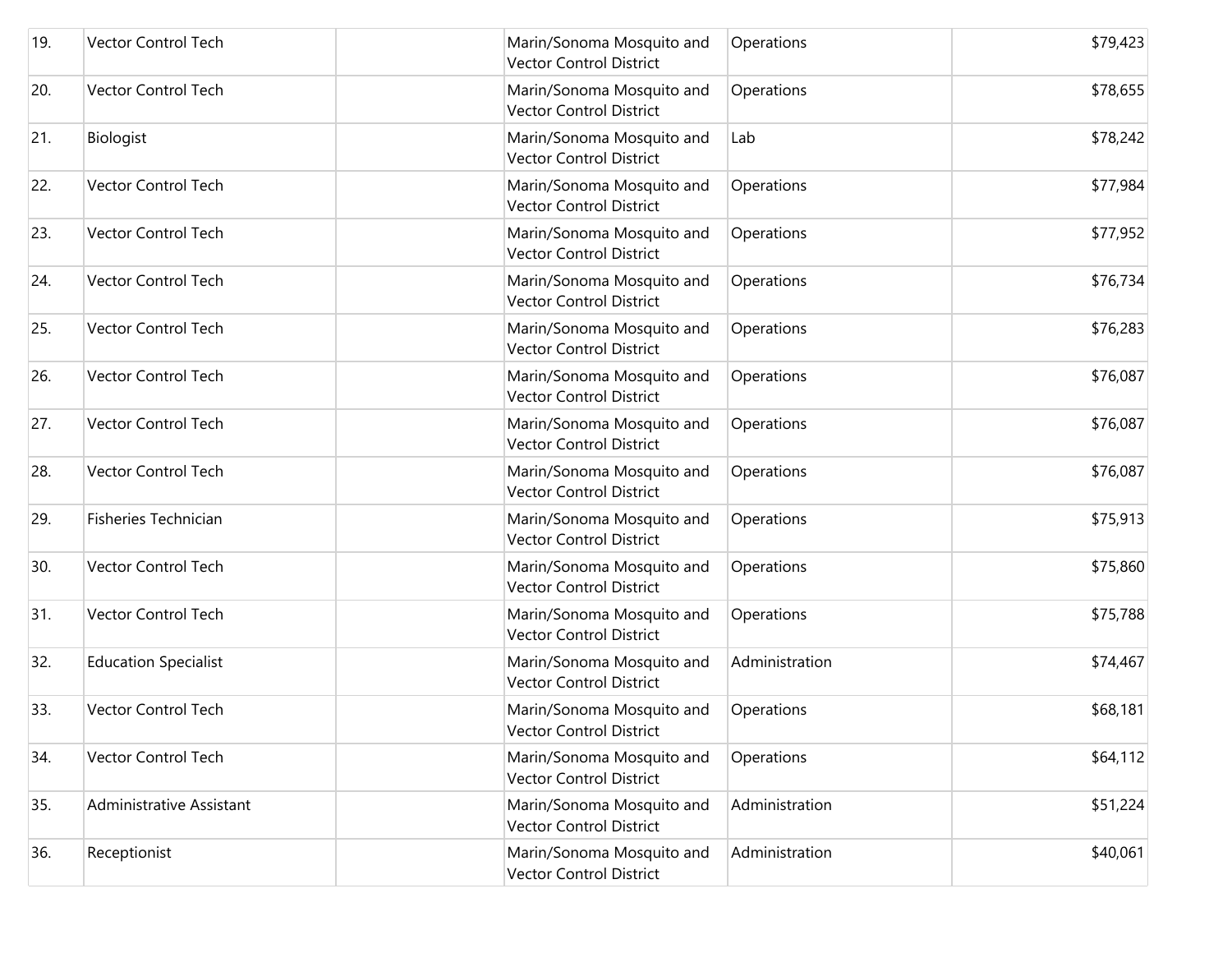| | | | | | |
|---|---|---|---|---|---|
| 19. | Vector Control Tech | | Marin/Sonoma Mosquito and Vector Control District | Operations | $79,423 |
| 20. | Vector Control Tech | | Marin/Sonoma Mosquito and Vector Control District | Operations | $78,655 |
| 21. | Biologist | | Marin/Sonoma Mosquito and Vector Control District | Lab | $78,242 |
| 22. | Vector Control Tech | | Marin/Sonoma Mosquito and Vector Control District | Operations | $77,984 |
| 23. | Vector Control Tech | | Marin/Sonoma Mosquito and Vector Control District | Operations | $77,952 |
| 24. | Vector Control Tech | | Marin/Sonoma Mosquito and Vector Control District | Operations | $76,734 |
| 25. | Vector Control Tech | | Marin/Sonoma Mosquito and Vector Control District | Operations | $76,283 |
| 26. | Vector Control Tech | | Marin/Sonoma Mosquito and Vector Control District | Operations | $76,087 |
| 27. | Vector Control Tech | | Marin/Sonoma Mosquito and Vector Control District | Operations | $76,087 |
| 28. | Vector Control Tech | | Marin/Sonoma Mosquito and Vector Control District | Operations | $76,087 |
| 29. | Fisheries Technician | | Marin/Sonoma Mosquito and Vector Control District | Operations | $75,913 |
| 30. | Vector Control Tech | | Marin/Sonoma Mosquito and Vector Control District | Operations | $75,860 |
| 31. | Vector Control Tech | | Marin/Sonoma Mosquito and Vector Control District | Operations | $75,788 |
| 32. | Education Specialist | | Marin/Sonoma Mosquito and Vector Control District | Administration | $74,467 |
| 33. | Vector Control Tech | | Marin/Sonoma Mosquito and Vector Control District | Operations | $68,181 |
| 34. | Vector Control Tech | | Marin/Sonoma Mosquito and Vector Control District | Operations | $64,112 |
| 35. | Administrative Assistant | | Marin/Sonoma Mosquito and Vector Control District | Administration | $51,224 |
| 36. | Receptionist | | Marin/Sonoma Mosquito and Vector Control District | Administration | $40,061 |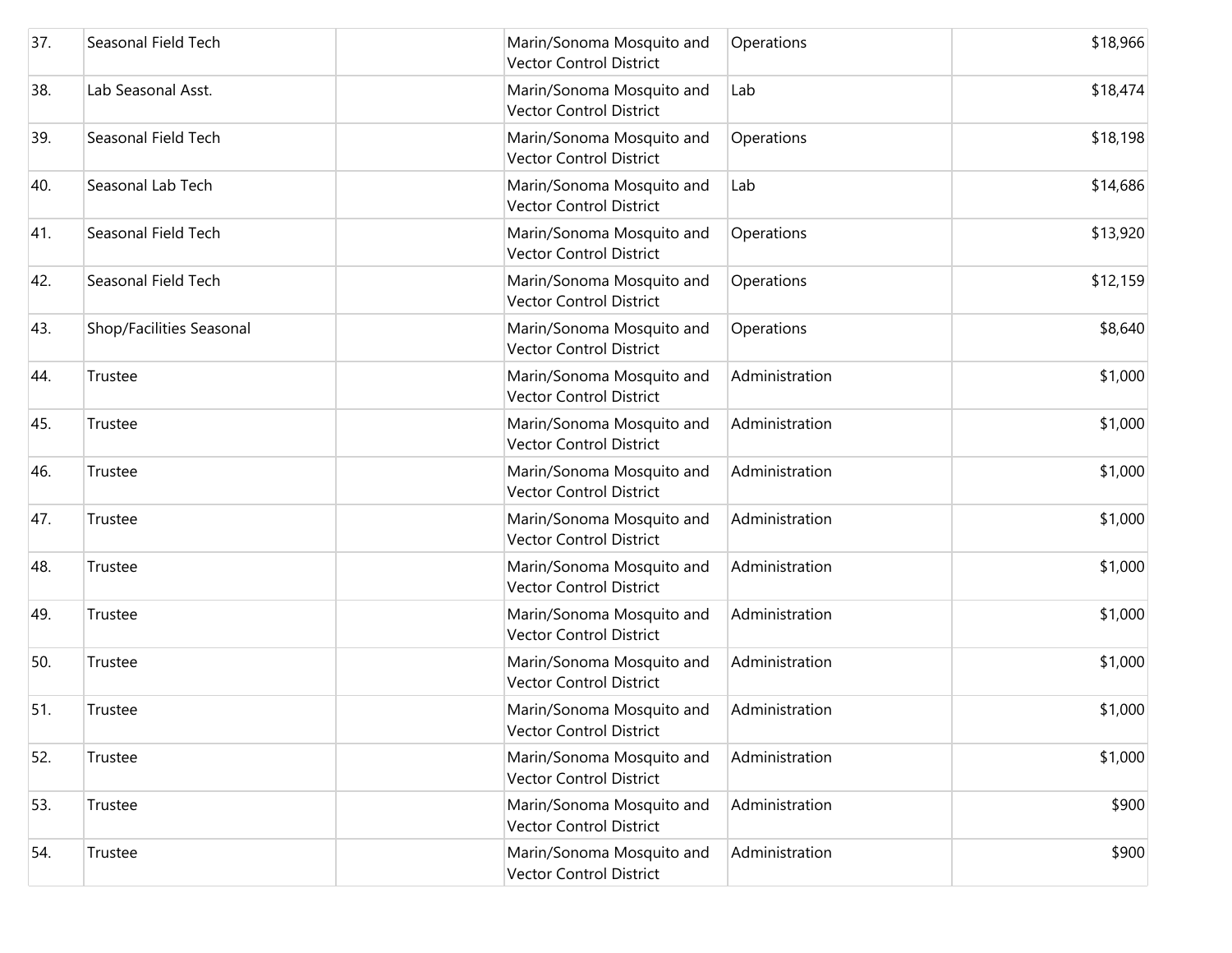| 37. | Seasonal Field Tech | | Marin/Sonoma Mosquito and Vector Control District | Operations | $18,966 |
|---|---|---|---|---|---|
| 38. | Lab Seasonal Asst. | | Marin/Sonoma Mosquito and Vector Control District | Lab | $18,474 |
| 39. | Seasonal Field Tech | | Marin/Sonoma Mosquito and Vector Control District | Operations | $18,198 |
| 40. | Seasonal Lab Tech | | Marin/Sonoma Mosquito and Vector Control District | Lab | $14,686 |
| 41. | Seasonal Field Tech | | Marin/Sonoma Mosquito and Vector Control District | Operations | $13,920 |
| 42. | Seasonal Field Tech | | Marin/Sonoma Mosquito and Vector Control District | Operations | $12,159 |
| 43. | Shop/Facilities Seasonal | | Marin/Sonoma Mosquito and Vector Control District | Operations | $8,640 |
| 44. | Trustee | | Marin/Sonoma Mosquito and Vector Control District | Administration | $1,000 |
| 45. | Trustee | | Marin/Sonoma Mosquito and Vector Control District | Administration | $1,000 |
| 46. | Trustee | | Marin/Sonoma Mosquito and Vector Control District | Administration | $1,000 |
| 47. | Trustee | | Marin/Sonoma Mosquito and Vector Control District | Administration | $1,000 |
| 48. | Trustee | | Marin/Sonoma Mosquito and Vector Control District | Administration | $1,000 |
| 49. | Trustee | | Marin/Sonoma Mosquito and Vector Control District | Administration | $1,000 |
| 50. | Trustee | | Marin/Sonoma Mosquito and Vector Control District | Administration | $1,000 |
| 51. | Trustee | | Marin/Sonoma Mosquito and Vector Control District | Administration | $1,000 |
| 52. | Trustee | | Marin/Sonoma Mosquito and Vector Control District | Administration | $1,000 |
| 53. | Trustee | | Marin/Sonoma Mosquito and Vector Control District | Administration | $900 |
| 54. | Trustee | | Marin/Sonoma Mosquito and Vector Control District | Administration | $900 |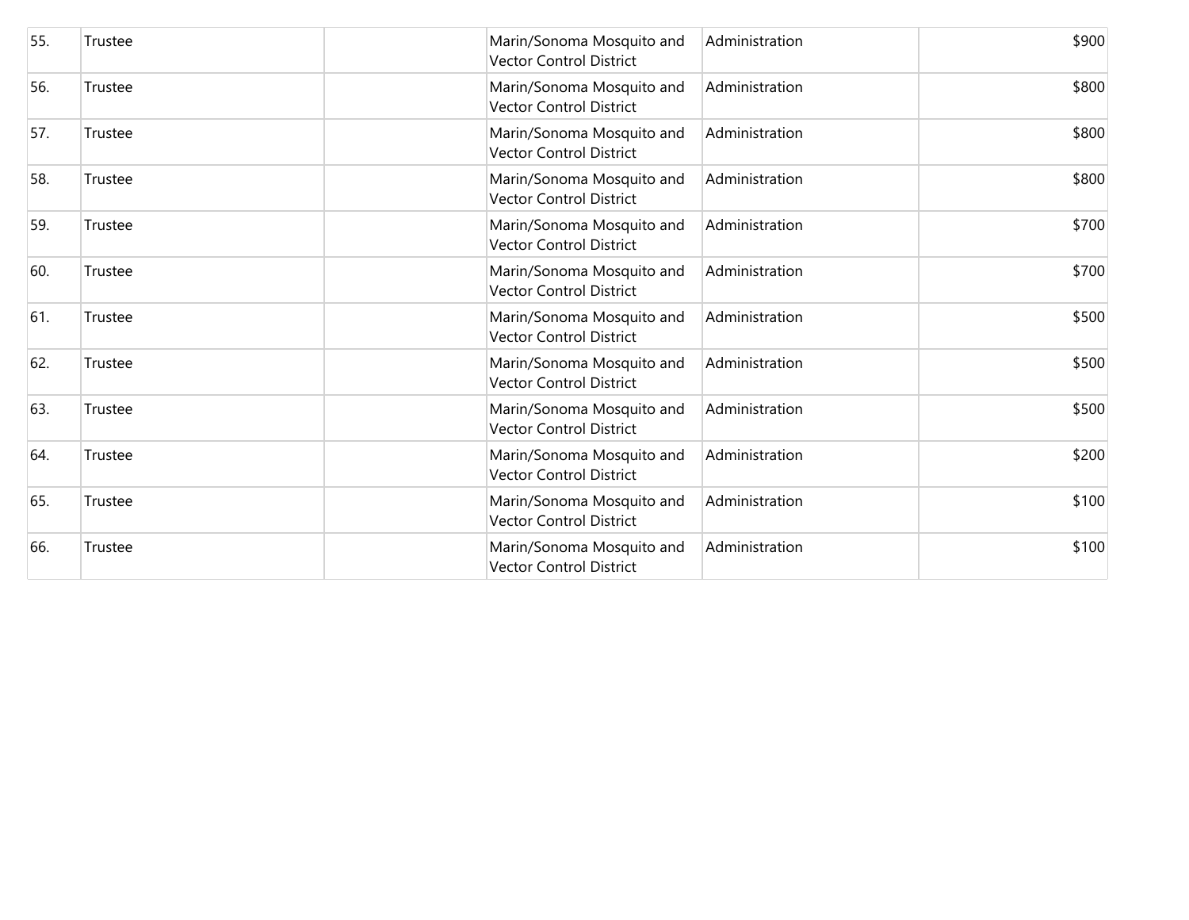| | | | | | |
|---|---|---|---|---|---|
| 55. | Trustee | | Marin/Sonoma Mosquito and Vector Control District | Administration | $900 |
| 56. | Trustee | | Marin/Sonoma Mosquito and Vector Control District | Administration | $800 |
| 57. | Trustee | | Marin/Sonoma Mosquito and Vector Control District | Administration | $800 |
| 58. | Trustee | | Marin/Sonoma Mosquito and Vector Control District | Administration | $800 |
| 59. | Trustee | | Marin/Sonoma Mosquito and Vector Control District | Administration | $700 |
| 60. | Trustee | | Marin/Sonoma Mosquito and Vector Control District | Administration | $700 |
| 61. | Trustee | | Marin/Sonoma Mosquito and Vector Control District | Administration | $500 |
| 62. | Trustee | | Marin/Sonoma Mosquito and Vector Control District | Administration | $500 |
| 63. | Trustee | | Marin/Sonoma Mosquito and Vector Control District | Administration | $500 |
| 64. | Trustee | | Marin/Sonoma Mosquito and Vector Control District | Administration | $200 |
| 65. | Trustee | | Marin/Sonoma Mosquito and Vector Control District | Administration | $100 |
| 66. | Trustee | | Marin/Sonoma Mosquito and Vector Control District | Administration | $100 |